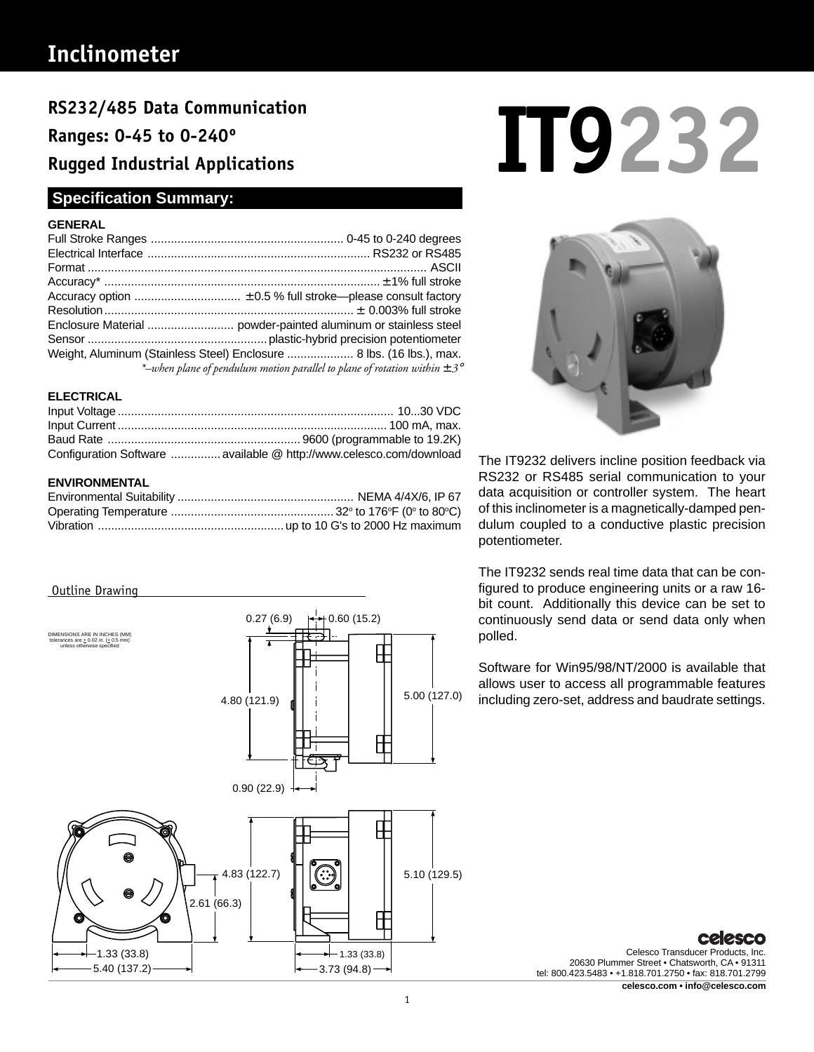# Inclinometer

## RS232/485 Data Communication
## Ranges: 0-45 to 0-240°
## Rugged Industrial Applications

# IT9232

## Specification Summary:

**GENERAL**

| | |
|---|---|
| Full Stroke Ranges | 0-45 to 0-240 degrees |
| Electrical Interface | RS232 or RS485 |
| Format | ASCII |
| Accuracy* | ±1% full stroke |
| Accuracy option | ±0.5 % full stroke—please consult factory |
| Resolution | ± 0.003% full stroke |
| Enclosure Material | powder-painted aluminum or stainless steel |
| Sensor | plastic-hybrid precision potentiometer |
| Weight, Aluminum (Stainless Steel) Enclosure | 8 lbs. (16 lbs.), max. |

*\*–when plane of pendulum motion parallel to plane of rotation within ±3°*

**ELECTRICAL**

| | |
|---|---|
| Input Voltage | 10...30 VDC |
| Input Current | 100 mA, max. |
| Baud Rate | 9600 (programmable to 19.2K) |
| Configuration Software | available @ http://www.celesco.com/download |

**ENVIRONMENTAL**

| | |
|---|---|
| Environmental Suitability | NEMA 4/4X/6, IP 67 |
| Operating Temperature | 32° to 176°F (0° to 80°C) |
| Vibration | up to 10 G's to 2000 Hz maximum |

The IT9232 delivers incline position feedback via RS232 or RS485 serial communication to your data acquisition or controller system. The heart of this inclinometer is a magnetically-damped pendulum coupled to a conductive plastic precision potentiometer.

The IT9232 sends real time data that can be configured to produce engineering units or a raw 16-bit count. Additionally this device can be set to continuously send data or send data only when polled.

Software for Win95/98/NT/2000 is available that allows user to access all programmable features including zero-set, address and baudrate settings.

## Outline Drawing

DIMENSIONS ARE IN INCHES (MM) tolerances are ± 0.02 in. (± 0.5 mm) unless otherwise specified

0.27 (6.9) 0.60 (15.2) 4.80 (121.9) 5.00 (127.0) 0.90 (22.9) 4.83 (122.7) 5.10 (129.5) 2.61 (66.3) 1.33 (33.8) 5.40 (137.2) 1.33 (33.8) 3.73 (94.8)

celesco
Celesco Transducer Products, Inc.
20630 Plummer Street • Chatsworth, CA • 91311
tel: 800.423.5483 • +1.818.701.2750 • fax: 818.701.2799
**celesco.com • info@celesco.com**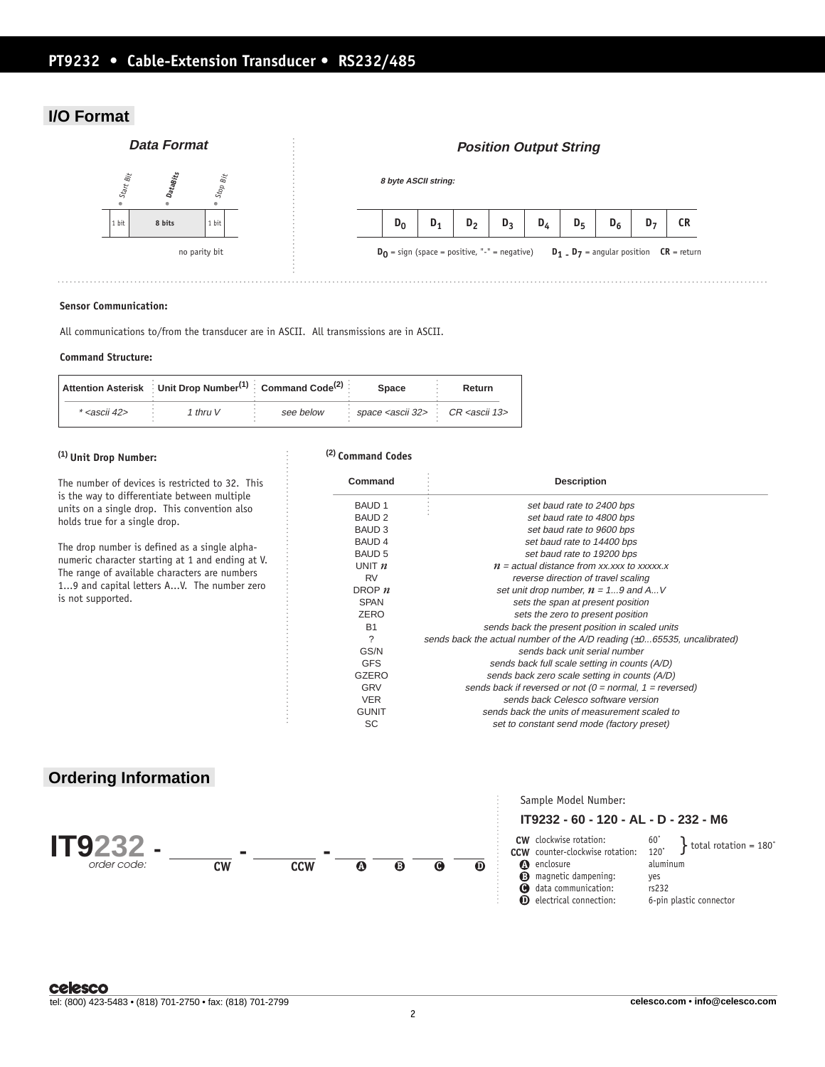## I/O Format

### Data Format

| Start Bit | DataBits | Stop Bit |
|---|---|---|
| 1 bit | 8 bits | 1 bit |

no parity bit

### Position Output String

*8 byte ASCII string:*

| $D_0$ | $D_1$ | $D_2$ | $D_3$ | $D_4$ | $D_5$ | $D_6$ | $D_7$ | CR |
|---|---|---|---|---|---|---|---|---|

**$D_0$** = sign (space = positive, "-" = negative) **$D_1$ - $D_7$** = angular position **CR** = return

**Sensor Communication:**

All communications to/from the transducer are in ASCII. All transmissions are in ASCII.

**Command Structure:**

| Attention Asterisk | Unit Drop Number(1) | Command Code(2) | Space | Return |
|---|---|---|---|---|
| * <ascii 42> | 1 thru V | see below | space <ascii 32> | CR <ascii 13> |

**(1) Unit Drop Number:**

The number of devices is restricted to 32. This is the way to differentiate between multiple units on a single drop. This convention also holds true for a single drop.

The drop number is defined as a single alpha-numeric character starting at 1 and ending at V. The range of available characters are numbers 1...9 and capital letters A...V. The number zero is not supported.

**(2) Command Codes**

| Command | Description |
|---|---|
| BAUD 1 | *set baud rate to 2400 bps* |
| BAUD 2 | *set baud rate to 4800 bps* |
| BAUD 3 | *set baud rate to 9600 bps* |
| BAUD 4 | *set baud rate to 14400 bps* |
| BAUD 5 | *set baud rate to 19200 bps* |
| UNIT $n$ | *$n$ = actual distance from xx.xxx to xxxxx.x* |
| RV | *reverse direction of travel scaling* |
| DROP $n$ | *set unit drop number, $n$ = 1...9 and A...V* |
| SPAN | *sets the span at present position* |
| ZERO | *sets the zero to present position* |
| B1 | *sends back the present position in scaled units* |
| ? | *sends back the actual number of the A/D reading (±0...65535, uncalibrated)* |
| GS/N | *sends back unit serial number* |
| GFS | *sends back full scale setting in counts (A/D)* |
| GZERO | *sends back zero scale setting in counts (A/D)* |
| GRV | *sends back if reversed or not (0 = normal, 1 = reversed)* |
| VER | *sends back Celesco software version* |
| GUNIT | *sends back the units of measurement scaled to* |
| SC | *set to constant send mode (factory preset)* |

## Ordering Information

**IT9232** - ____ - ____ - ____ ____ ____ ____

*order code:* CW, CCW, A, B, C, D

Sample Model Number:

**IT9232 - 60 - 120 - AL - D - 232 - M6**

| | | | |
|---|---|---|---|
| **CW** | clockwise rotation: | 60° | total rotation = 180° |
| **CCW** | counter-clockwise rotation: | 120° | |
| **A** | enclosure | aluminum | |
| **B** | magnetic dampening: | yes | |
| **C** | data communication: | rs232 | |
| **D** | electrical connection: | 6-pin plastic connector | |

celesco

tel: (800) 423-5483 • (818) 701-2750 • fax: (818) 701-2799

celesco.com • info@celesco.com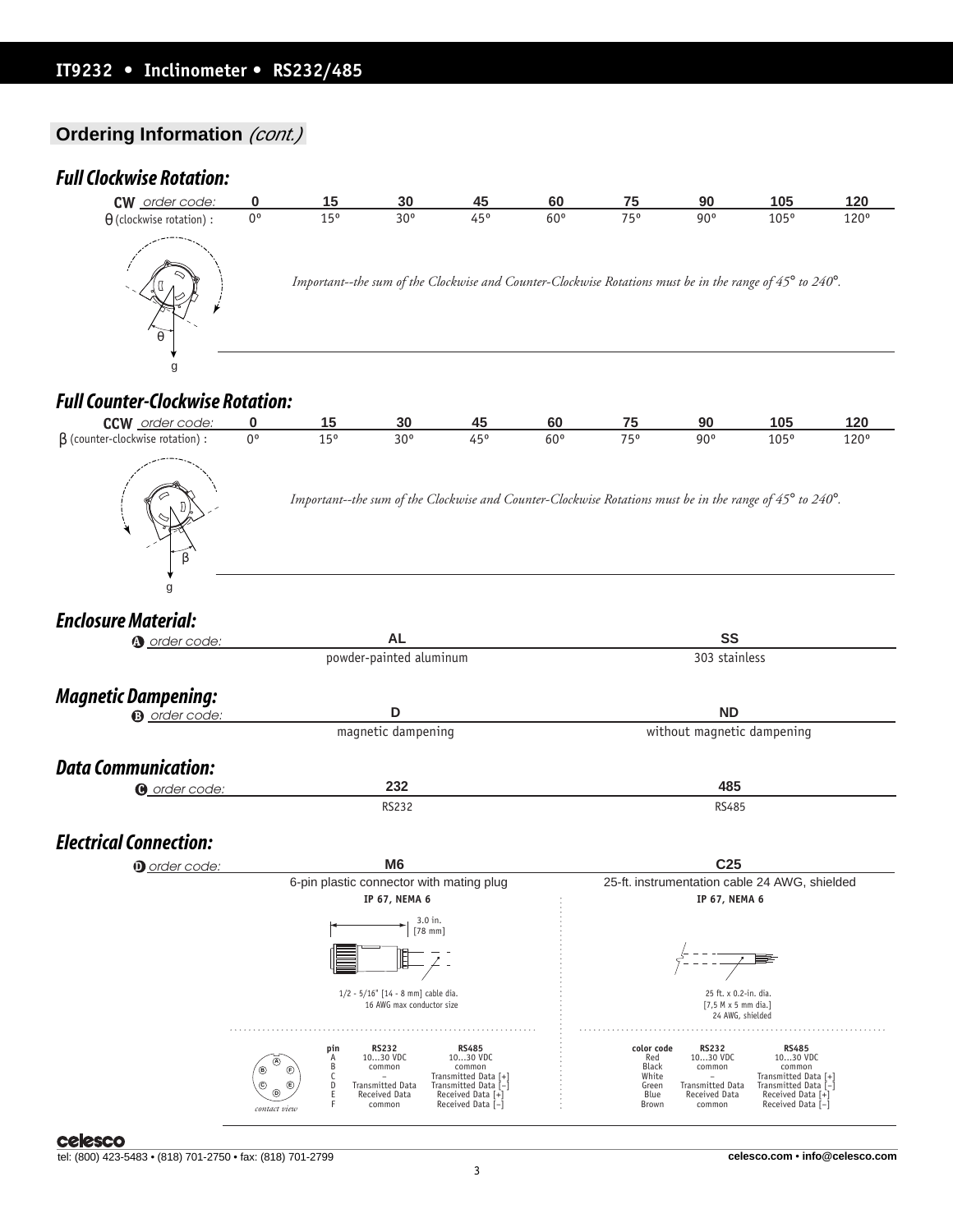## Ordering Information *(cont.)*

### *Full Clockwise Rotation:*

| **CW** *order code:* | **0** | **15** | **30** | **45** | **60** | **75** | **90** | **105** | **120** |
|---|---|---|---|---|---|---|---|---|---|
| θ (clockwise rotation) : | 0° | 15° | 30° | 45° | 60° | 75° | 90° | 105° | 120° |

θ

g

*Important--the sum of the Clockwise and Counter-Clockwise Rotations must be in the range of 45° to 240°.*

### *Full Counter-Clockwise Rotation:*

| **CCW** *order code:* | **0** | **15** | **30** | **45** | **60** | **75** | **90** | **105** | **120** |
|---|---|---|---|---|---|---|---|---|---|
| β (counter-clockwise rotation) : | 0° | 15° | 30° | 45° | 60° | 75° | 90° | 105° | 120° |

β

g

*Important--the sum of the Clockwise and Counter-Clockwise Rotations must be in the range of 45° to 240°.*

### *Enclosure Material:*

| **A** *order code:* | **AL** | **SS** |
|---|---|---|
| | powder-painted aluminum | 303 stainless |

### *Magnetic Dampening:*

| **B** *order code:* | **D** | **ND** |
|---|---|---|
| | magnetic dampening | without magnetic dampening |

### *Data Communication:*

| **C** *order code:* | **232** | **485** |
|---|---|---|
| | RS232 | RS485 |

### *Electrical Connection:*

| **D** *order code:* | **M6** | **C25** |
|---|---|---|
| | 6-pin plastic connector with mating plug | 25-ft. instrumentation cable 24 AWG, shielded |
| | **IP 67, NEMA 6** | **IP 67, NEMA 6** |

**M6:**

3.0 in. [78 mm]

1/2 - 5/16" [14 - 8 mm] cable dia.
16 AWG max conductor size

*contact view*

| pin | RS232 | RS485 |
|---|---|---|
| A | 10...30 VDC | 10...30 VDC |
| B | common | common |
| C | – | Transmitted Data [+] |
| D | Transmitted Data | Transmitted Data [–] |
| E | Received Data | Received Data [+] |
| F | common | Received Data [–] |

**C25:**

25 ft. x 0.2-in. dia.
[7,5 M x 5 mm dia.]
24 AWG, shielded

| color code | RS232 | RS485 |
|---|---|---|
| Red | 10...30 VDC | 10...30 VDC |
| Black | common | common |
| White | – | Transmitted Data [+] |
| Green | Transmitted Data | Transmitted Data [–] |
| Blue | Received Data | Received Data [+] |
| Brown | common | Received Data [–] |